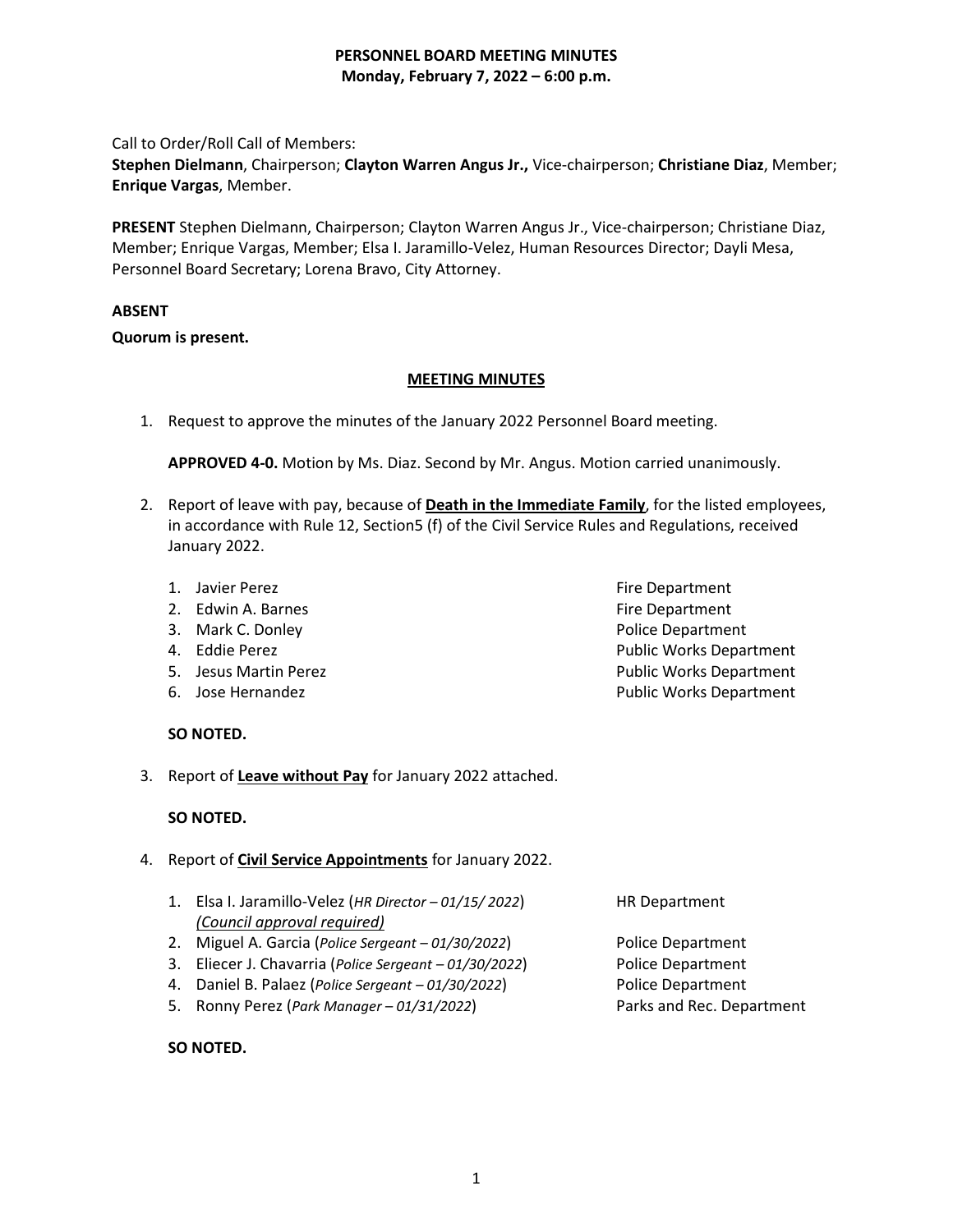**PERSONNEL BOARD MEETING MINUTES**
**Monday, February 7, 2022 – 6:00 p.m.**

Call to Order/Roll Call of Members:
**Stephen Dielmann**, Chairperson; **Clayton Warren Angus Jr.,** Vice-chairperson; **Christiane Diaz**, Member; **Enrique Vargas**, Member.

**PRESENT** Stephen Dielmann, Chairperson; Clayton Warren Angus Jr., Vice-chairperson; Christiane Diaz, Member; Enrique Vargas, Member; Elsa I. Jaramillo-Velez, Human Resources Director; Dayli Mesa, Personnel Board Secretary; Lorena Bravo, City Attorney.

**ABSENT**

**Quorum is present.**

## MEETING MINUTES

1. Request to approve the minutes of the January 2022 Personnel Board meeting.

   **APPROVED 4-0.** Motion by Ms. Diaz. Second by Mr. Angus. Motion carried unanimously.

2. Report of leave with pay, because of **Death in the Immediate Family**, for the listed employees, in accordance with Rule 12, Section5 (f) of the Civil Service Rules and Regulations, received January 2022.

   1. Javier Perez — Fire Department
   2. Edwin A. Barnes — Fire Department
   3. Mark C. Donley — Police Department
   4. Eddie Perez — Public Works Department
   5. Jesus Martin Perez — Public Works Department
   6. Jose Hernandez — Public Works Department

   **SO NOTED.**

3. Report of **Leave without Pay** for January 2022 attached.

   **SO NOTED.**

4. Report of **Civil Service Appointments** for January 2022.

   1. Elsa I. Jaramillo-Velez (*HR Director – 01/15/ 2022*) — HR Department
      *(Council approval required)*
   2. Miguel A. Garcia (*Police Sergeant – 01/30/2022*) — Police Department
   3. Eliecer J. Chavarria (*Police Sergeant – 01/30/2022*) — Police Department
   4. Daniel B. Palaez (*Police Sergeant – 01/30/2022*) — Police Department
   5. Ronny Perez (*Park Manager – 01/31/2022*) — Parks and Rec. Department

   **SO NOTED.**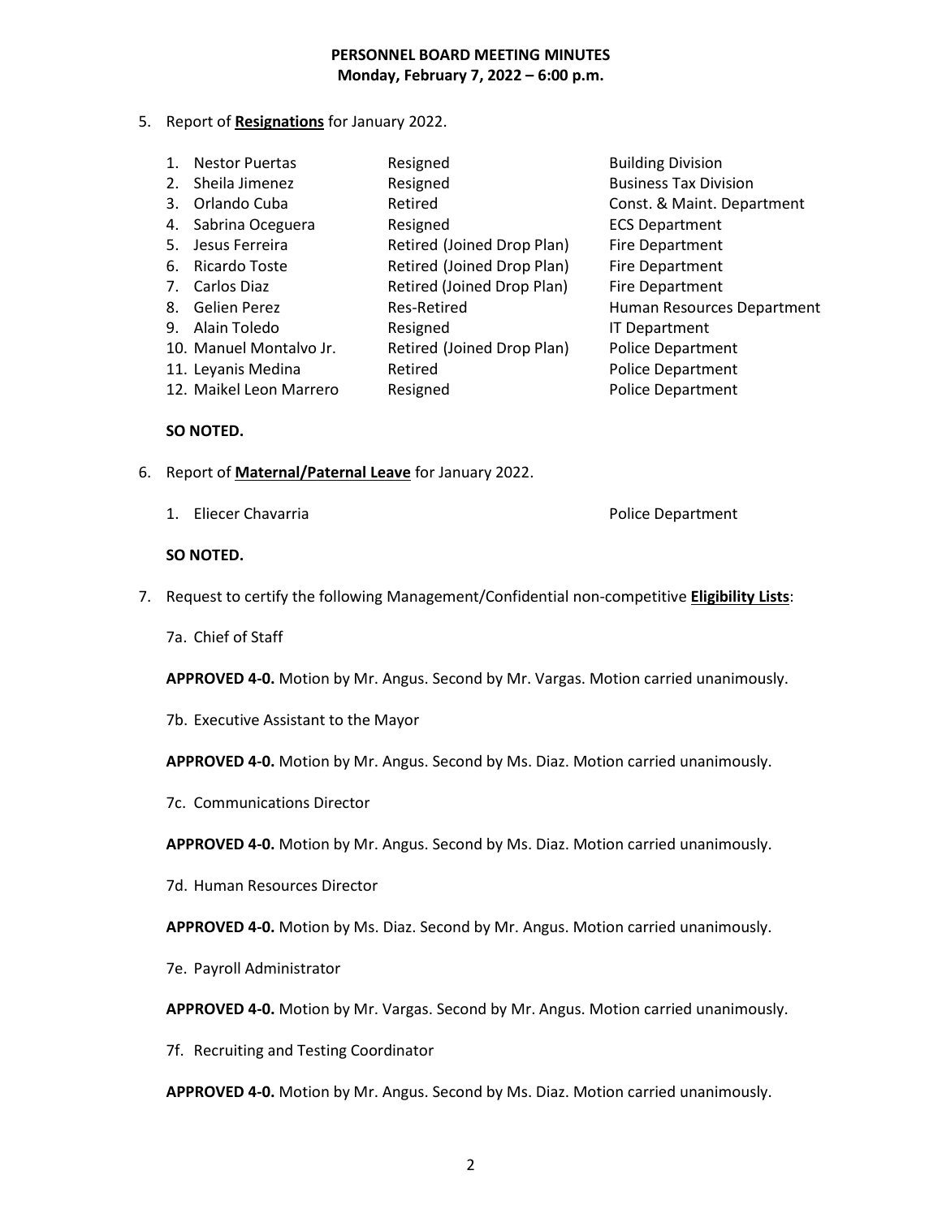**PERSONNEL BOARD MEETING MINUTES**
**Monday, February 7, 2022 – 6:00 p.m.**

5. Report of **Resignations** for January 2022.

| | | |
|---|---|---|
| 1. Nestor Puertas | Resigned | Building Division |
| 2. Sheila Jimenez | Resigned | Business Tax Division |
| 3. Orlando Cuba | Retired | Const. & Maint. Department |
| 4. Sabrina Oceguera | Resigned | ECS Department |
| 5. Jesus Ferreira | Retired (Joined Drop Plan) | Fire Department |
| 6. Ricardo Toste | Retired (Joined Drop Plan) | Fire Department |
| 7. Carlos Diaz | Retired (Joined Drop Plan) | Fire Department |
| 8. Gelien Perez | Res-Retired | Human Resources Department |
| 9. Alain Toledo | Resigned | IT Department |
| 10. Manuel Montalvo Jr. | Retired (Joined Drop Plan) | Police Department |
| 11. Leyanis Medina | Retired | Police Department |
| 12. Maikel Leon Marrero | Resigned | Police Department |

**SO NOTED.**

6. Report of **Maternal/Paternal Leave** for January 2022.

   1. Eliecer Chavarria — Police Department

**SO NOTED.**

7. Request to certify the following Management/Confidential non-competitive **Eligibility Lists**:

   7a. Chief of Staff

   **APPROVED 4-0.** Motion by Mr. Angus. Second by Mr. Vargas. Motion carried unanimously.

   7b. Executive Assistant to the Mayor

   **APPROVED 4-0.** Motion by Mr. Angus. Second by Ms. Diaz. Motion carried unanimously.

   7c. Communications Director

   **APPROVED 4-0.** Motion by Mr. Angus. Second by Ms. Diaz. Motion carried unanimously.

   7d. Human Resources Director

   **APPROVED 4-0.** Motion by Ms. Diaz. Second by Mr. Angus. Motion carried unanimously.

   7e. Payroll Administrator

   **APPROVED 4-0.** Motion by Mr. Vargas. Second by Mr. Angus. Motion carried unanimously.

   7f. Recruiting and Testing Coordinator

   **APPROVED 4-0.** Motion by Mr. Angus. Second by Ms. Diaz. Motion carried unanimously.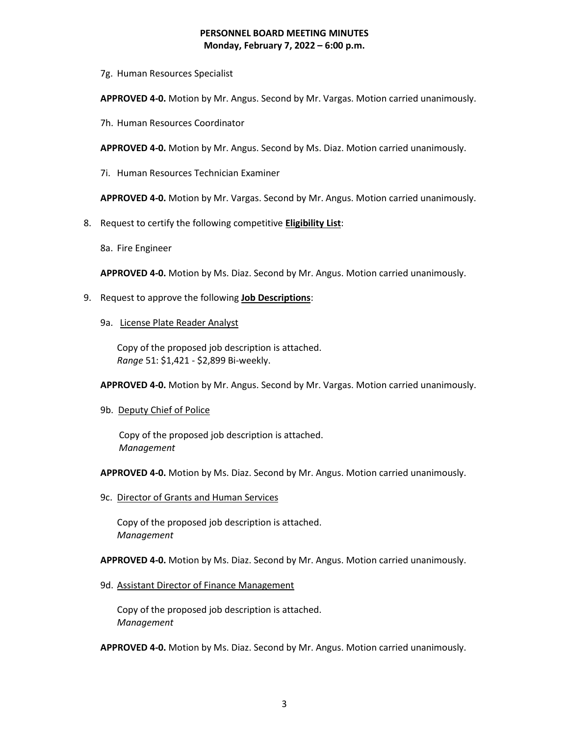7g. Human Resources Specialist

**APPROVED 4-0.** Motion by Mr. Angus. Second by Mr. Vargas. Motion carried unanimously.

7h. Human Resources Coordinator

**APPROVED 4-0.** Motion by Mr. Angus. Second by Ms. Diaz. Motion carried unanimously.

7i. Human Resources Technician Examiner

**APPROVED 4-0.** Motion by Mr. Vargas. Second by Mr. Angus. Motion carried unanimously.

8. Request to certify the following competitive **Eligibility List**:

8a. Fire Engineer

**APPROVED 4-0.** Motion by Ms. Diaz. Second by Mr. Angus. Motion carried unanimously.

9. Request to approve the following **Job Descriptions**:

9a. License Plate Reader Analyst

Copy of the proposed job description is attached.
*Range* 51: $1,421 - $2,899 Bi-weekly.

**APPROVED 4-0.** Motion by Mr. Angus. Second by Mr. Vargas. Motion carried unanimously.

9b. Deputy Chief of Police

Copy of the proposed job description is attached.
*Management*

**APPROVED 4-0.** Motion by Ms. Diaz. Second by Mr. Angus. Motion carried unanimously.

9c. Director of Grants and Human Services

Copy of the proposed job description is attached.
*Management*

**APPROVED 4-0.** Motion by Ms. Diaz. Second by Mr. Angus. Motion carried unanimously.

9d. Assistant Director of Finance Management

Copy of the proposed job description is attached.
*Management*

**APPROVED 4-0.** Motion by Ms. Diaz. Second by Mr. Angus. Motion carried unanimously.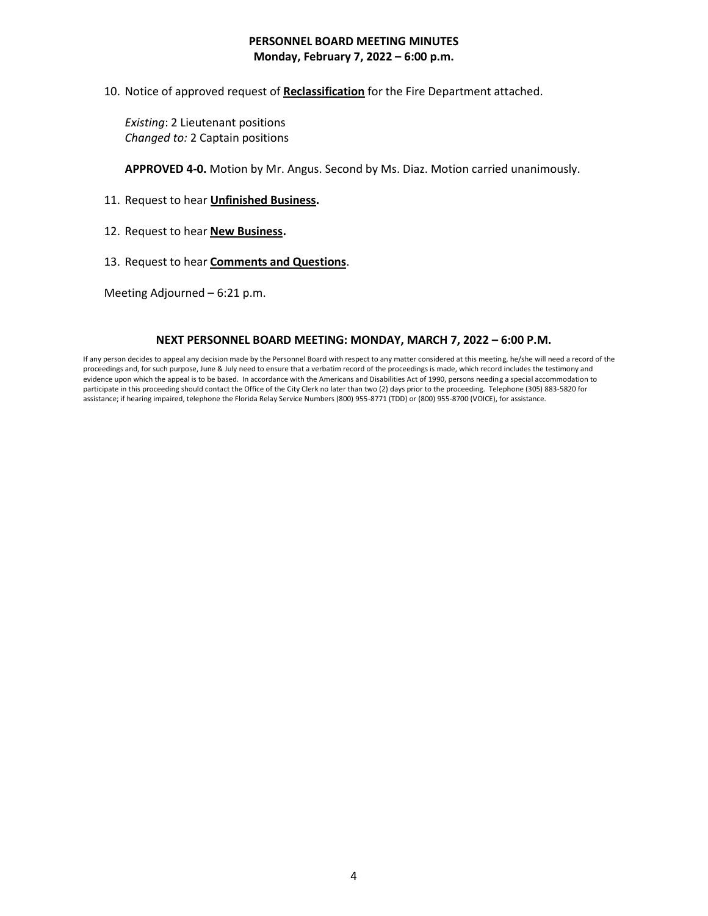10. Notice of approved request of **Reclassification** for the Fire Department attached.

    *Existing*: 2 Lieutenant positions
    *Changed to:* 2 Captain positions

    **APPROVED 4-0.** Motion by Mr. Angus. Second by Ms. Diaz. Motion carried unanimously.

11. Request to hear **Unfinished Business.**

12. Request to hear **New Business.**

13. Request to hear **Comments and Questions**.

Meeting Adjourned – 6:21 p.m.

**NEXT PERSONNEL BOARD MEETING: MONDAY, MARCH 7, 2022 – 6:00 P.M.**

If any person decides to appeal any decision made by the Personnel Board with respect to any matter considered at this meeting, he/she will need a record of the proceedings and, for such purpose, June & July need to ensure that a verbatim record of the proceedings is made, which record includes the testimony and evidence upon which the appeal is to be based. In accordance with the Americans and Disabilities Act of 1990, persons needing a special accommodation to participate in this proceeding should contact the Office of the City Clerk no later than two (2) days prior to the proceeding. Telephone (305) 883-5820 for assistance; if hearing impaired, telephone the Florida Relay Service Numbers (800) 955-8771 (TDD) or (800) 955-8700 (VOICE), for assistance.